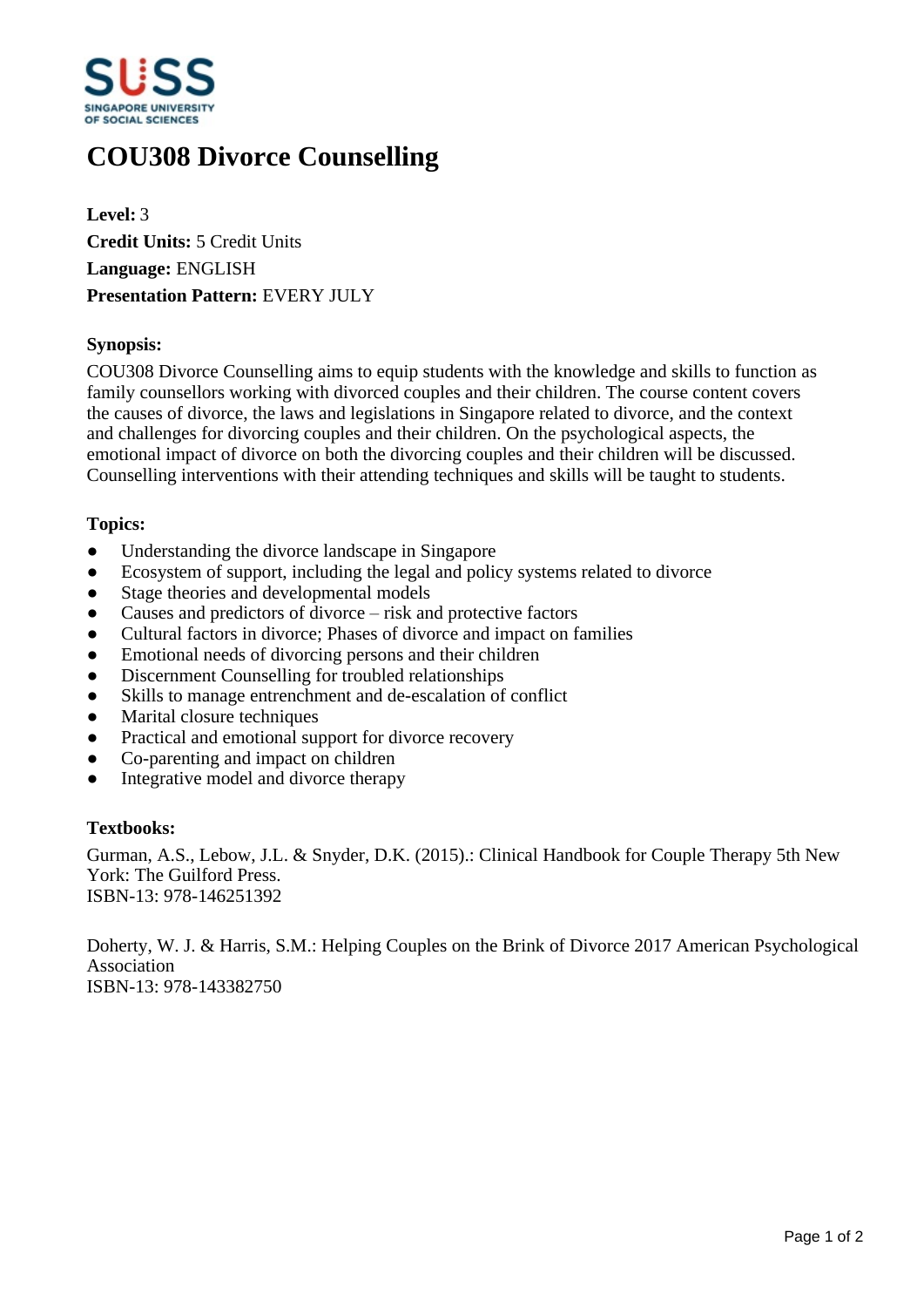# COU308 Divorce Counselling

**Level:** 3
**Credit Units:** 5 Credit Units
**Language:** ENGLISH
**Presentation Pattern:** EVERY JULY

**Synopsis:**

COU308 Divorce Counselling aims to equip students with the knowledge and skills to function as family counsellors working with divorced couples and their children. The course content covers the causes of divorce, the laws and legislations in Singapore related to divorce, and the context and challenges for divorcing couples and their children. On the psychological aspects, the emotional impact of divorce on both the divorcing couples and their children will be discussed. Counselling interventions with their attending techniques and skills will be taught to students.

**Topics:**

- Understanding the divorce landscape in Singapore
- Ecosystem of support, including the legal and policy systems related to divorce
- Stage theories and developmental models
- Causes and predictors of divorce – risk and protective factors
- Cultural factors in divorce; Phases of divorce and impact on families
- Emotional needs of divorcing persons and their children
- Discernment Counselling for troubled relationships
- Skills to manage entrenchment and de-escalation of conflict
- Marital closure techniques
- Practical and emotional support for divorce recovery
- Co-parenting and impact on children
- Integrative model and divorce therapy

**Textbooks:**

Gurman, A.S., Lebow, J.L. & Snyder, D.K. (2015).: Clinical Handbook for Couple Therapy 5th New York: The Guilford Press.
ISBN-13: 978-146251392

Doherty, W. J. & Harris, S.M.: Helping Couples on the Brink of Divorce 2017 American Psychological Association
ISBN-13: 978-143382750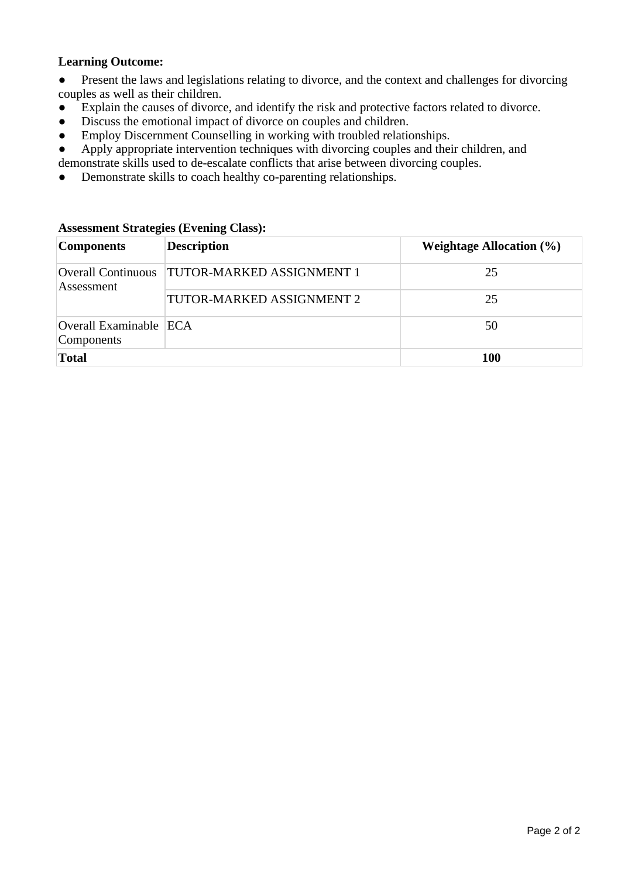**Learning Outcome:**

- Present the laws and legislations relating to divorce, and the context and challenges for divorcing couples as well as their children.
- Explain the causes of divorce, and identify the risk and protective factors related to divorce.
- Discuss the emotional impact of divorce on couples and children.
- Employ Discernment Counselling in working with troubled relationships.
- Apply appropriate intervention techniques with divorcing couples and their children, and demonstrate skills used to de-escalate conflicts that arise between divorcing couples.
- Demonstrate skills to coach healthy co-parenting relationships.

**Assessment Strategies (Evening Class):**

| Components | Description | Weightage Allocation (%) |
|---|---|---|
| Overall Continuous Assessment | TUTOR-MARKED ASSIGNMENT 1 | 25 |
| | TUTOR-MARKED ASSIGNMENT 2 | 25 |
| Overall Examinable Components | ECA | 50 |
| **Total** | | **100** |